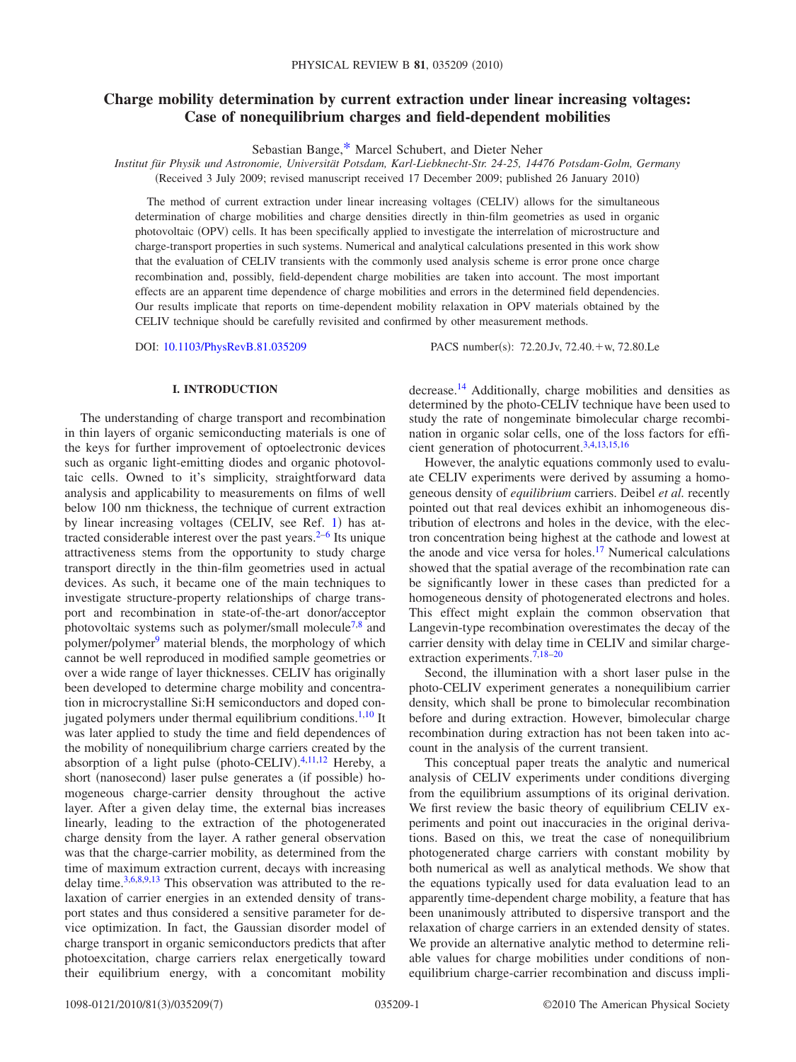# Charge mobility determination by current extraction under linear increasing voltages: Case of nonequilibrium charges and field-dependent mobilities

Sebastian Bange,* Marcel Schubert, and Dieter Neher

*Institut für Physik und Astronomie, Universität Potsdam, Karl-Liebknecht-Str. 24-25, 14476 Potsdam-Golm, Germany*

(Received 3 July 2009; revised manuscript received 17 December 2009; published 26 January 2010)

The method of current extraction under linear increasing voltages (CELIV) allows for the simultaneous determination of charge mobilities and charge densities directly in thin-film geometries as used in organic photovoltaic (OPV) cells. It has been specifically applied to investigate the interrelation of microstructure and charge-transport properties in such systems. Numerical and analytical calculations presented in this work show that the evaluation of CELIV transients with the commonly used analysis scheme is error prone once charge recombination and, possibly, field-dependent charge mobilities are taken into account. The most important effects are an apparent time dependence of charge mobilities and errors in the determined field dependencies. Our results implicate that reports on time-dependent mobility relaxation in OPV materials obtained by the CELIV technique should be carefully revisited and confirmed by other measurement methods.

DOI: 10.1103/PhysRevB.81.035209 PACS number(s): 72.20.Jv, 72.40.+w, 72.80.Le

## I. INTRODUCTION

The understanding of charge transport and recombination in thin layers of organic semiconducting materials is one of the keys for further improvement of optoelectronic devices such as organic light-emitting diodes and organic photovoltaic cells. Owned to it's simplicity, straightforward data analysis and applicability to measurements on films of well below 100 nm thickness, the technique of current extraction by linear increasing voltages (CELIV, see Ref. 1) has attracted considerable interest over the past years.[2–6] Its unique attractiveness stems from the opportunity to study charge transport directly in the thin-film geometries used in actual devices. As such, it became one of the main techniques to investigate structure-property relationships of charge transport and recombination in state-of-the-art donor/acceptor photovoltaic systems such as polymer/small molecule[7,8] and polymer/polymer[9] material blends, the morphology of which cannot be well reproduced in modified sample geometries or over a wide range of layer thicknesses. CELIV has originally been developed to determine charge mobility and concentration in microcrystalline Si:H semiconductors and doped conjugated polymers under thermal equilibrium conditions.[1,10] It was later applied to study the time and field dependences of the mobility of nonequilibrium charge carriers created by the absorption of a light pulse (photo-CELIV).[4,11,12] Hereby, a short (nanosecond) laser pulse generates a (if possible) homogeneous charge-carrier density throughout the active layer. After a given delay time, the external bias increases linearly, leading to the extraction of the photogenerated charge density from the layer. A rather general observation was that the charge-carrier mobility, as determined from the time of maximum extraction current, decays with increasing delay time.[3,6,8,9,13] This observation was attributed to the relaxation of carrier energies in an extended density of transport states and thus considered a sensitive parameter for device optimization. In fact, the Gaussian disorder model of charge transport in organic semiconductors predicts that after photoexcitation, charge carriers relax energetically toward their equilibrium energy, with a concomitant mobility decrease.[14] Additionally, charge mobilities and densities as determined by the photo-CELIV technique have been used to study the rate of nongeminate bimolecular charge recombination in organic solar cells, one of the loss factors for efficient generation of photocurrent.[3,4,13,15,16]

However, the analytic equations commonly used to evaluate CELIV experiments were derived by assuming a homogeneous density of *equilibrium* carriers. Deibel *et al.* recently pointed out that real devices exhibit an inhomogeneous distribution of electrons and holes in the device, with the electron concentration being highest at the cathode and lowest at the anode and vice versa for holes.[17] Numerical calculations showed that the spatial average of the recombination rate can be significantly lower in these cases than predicted for a homogeneous density of photogenerated electrons and holes. This effect might explain the common observation that Langevin-type recombination overestimates the decay of the carrier density with delay time in CELIV and similar charge-extraction experiments.[7,18–20]

Second, the illumination with a short laser pulse in the photo-CELIV experiment generates a nonequilibrium carrier density, which shall be prone to bimolecular recombination before and during extraction. However, bimolecular charge recombination during extraction has not been taken into account in the analysis of the current transient.

This conceptual paper treats the analytic and numerical analysis of CELIV experiments under conditions diverging from the equilibrium assumptions of its original derivation. We first review the basic theory of equilibrium CELIV experiments and point out inaccuracies in the original derivations. Based on this, we treat the case of nonequilibrium photogenerated charge carriers with constant mobility by both numerical as well as analytical methods. We show that the equations typically used for data evaluation lead to an apparently time-dependent charge mobility, a feature that has been unanimously attributed to dispersive transport and the relaxation of charge carriers in an extended density of states. We provide an alternative analytic method to determine reliable values for charge mobilities under conditions of nonequilibrium charge-carrier recombination and discuss impli-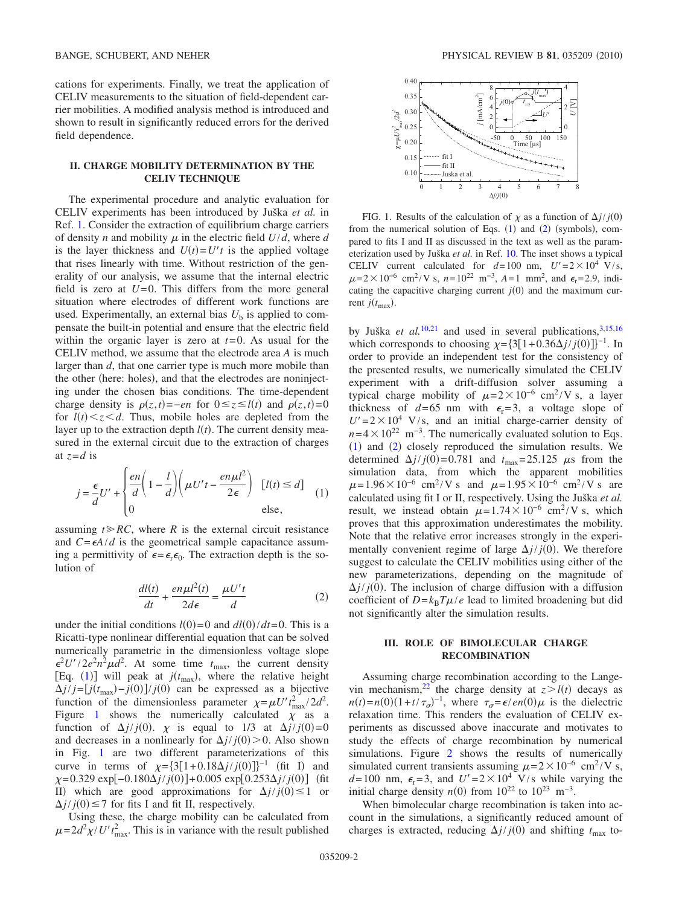cations for experiments. Finally, we treat the application of CELIV measurements to the situation of field-dependent carrier mobilities. A modified analysis method is introduced and shown to result in significantly reduced errors for the derived field dependence.

## II. CHARGE MOBILITY DETERMINATION BY THE CELIV TECHNIQUE

The experimental procedure and analytic evaluation for CELIV experiments has been introduced by Juška *et al.* in Ref. 1. Consider the extraction of equilibrium charge carriers of density $n$ and mobility $\mu$ in the electric field $U/d$, where $d$ is the layer thickness and $U(t)=U't$ is the applied voltage that rises linearly with time. Without restriction of the generality of our analysis, we assume that the internal electric field is zero at $U=0$. This differs from the more general situation where electrodes of different work functions are used. Experimentally, an external bias $U_b$ is applied to compensate the built-in potential and ensure that the electric field within the organic layer is zero at $t=0$. As usual for the CELIV method, we assume that the electrode area $A$ is much larger than $d$, that one carrier type is much more mobile than the other (here: holes), and that the electrodes are noninjecting under the chosen bias conditions. The time-dependent charge density is $\rho(z,t)=-en$ for $0 \leq z \leq l(t)$ and $\rho(z,t)=0$ for $l(t) < z < d$. Thus, mobile holes are depleted from the layer up to the extraction depth $l(t)$. The current density measured in the external circuit due to the extraction of charges at $z=d$ is

$$j = \frac{\epsilon}{d}U' + \begin{cases} \frac{en}{d}\left(1-\frac{l}{d}\right)\left(\mu U't - \frac{en\mu l^2}{2\epsilon}\right) & [l(t) \leq d] \\ 0 & \text{else,} \end{cases} \quad (1)$$

assuming $t \gg RC$, where $R$ is the external circuit resistance and $C=\epsilon A/d$ is the geometrical sample capacitance assuming a permittivity of $\epsilon=\epsilon_r\epsilon_0$. The extraction depth is the solution of

$$\frac{dl(t)}{dt} + \frac{en\mu l^2(t)}{2d\epsilon} = \frac{\mu U't}{d} \quad (2)$$

under the initial conditions $l(0)=0$ and $dl(0)/dt=0$. This is a Ricatti-type nonlinear differential equation that can be solved numerically parametric in the dimensionless voltage slope $\epsilon^2 U'/2e^2n^2\mu d^2$. At some time $t_{max}$, the current density [Eq. (1)] will peak at $j(t_{max})$, where the relative height $\Delta j/j=[j(t_{max})-j(0)]/j(0)$ can be expressed as a bijective function of the dimensionless parameter $\chi=\mu U' t_{max}^2/2d^2$. Figure 1 shows the numerically calculated $\chi$ as a function of $\Delta j/j(0)$. $\chi$ is equal to 1/3 at $\Delta j/j(0)=0$ and decreases in a nonlinearly for $\Delta j/j(0)>0$. Also shown in Fig. 1 are two different parameterizations of this curve in terms of $\chi=\{3[1+0.18\Delta j/j(0)]\}^{-1}$ (fit I) and $\chi=0.329\exp[-0.180\Delta j/j(0)]+0.005\exp[0.253\Delta j/j(0)]$ (fit II) which are good approximations for $\Delta j/j(0) \leq 1$ or $\Delta j/j(0) \leq 7$ for fits I and fit II, respectively.

Using these, the charge mobility can be calculated from $\mu=2d^2\chi/U't_{max}^2$. This is in variance with the result published by Juška *et al.*[10,21] and used in several publications,[3,15,16] which corresponds to choosing $\chi=\{3[1+0.36\Delta j/j(0)]\}^{-1}$. In order to provide an independent test for the consistency of the presented results, we numerically simulated the CELIV experiment with a drift-diffusion solver assuming a typical charge mobility of $\mu=2\times10^{-6}$ cm$^2$/V s, a layer thickness of $d=65$ nm with $\epsilon_r=3$, a voltage slope of $U'=2\times10^4$ V/s, and an initial charge-carrier density of $n=4\times10^{22}$ m$^{-3}$. The numerically evaluated solution to Eqs. (1) and (2) closely reproduced the simulation results. We determined $\Delta j/j(0)=0.781$ and $t_{max}=25.125$ $\mu$s from the simulation data, from which the apparent mobilities $\mu=1.96\times10^{-6}$ cm$^2$/V s and $\mu=1.95\times10^{-6}$ cm$^2$/V s are calculated using fit I or II, respectively. Using the Juška *et al.* result, we instead obtain $\mu=1.74\times10^{-6}$ cm$^2$/V s, which proves that this approximation underestimates the mobility. Note that the relative error increases strongly in the experimentally convenient regime of large $\Delta j/j(0)$. We therefore suggest to calculate the CELIV mobilities using either of the new parameterizations, depending on the magnitude of $\Delta j/j(0)$. The inclusion of charge diffusion with a diffusion coefficient of $D=k_BT\mu/e$ lead to limited broadening but did not significantly alter the simulation results.

FIG. 1. Results of the calculation of $\chi$ as a function of $\Delta j/j(0)$ from the numerical solution of Eqs. (1) and (2) (symbols), compared to fits I and II as discussed in the text as well as the parameterization used by Juška *et al.* in Ref. 10. The inset shows a typical CELIV current calculated for $d=100$ nm, $U'=2\times10^4$ V/s, $\mu=2\times10^{-6}$ cm$^2$/V s, $n=10^{22}$ m$^{-3}$, $A=1$ mm$^2$, and $\epsilon_r=2.9$, indicating the capacitive charging current $j(0)$ and the maximum current $j(t_{max})$.

## III. ROLE OF BIMOLECULAR CHARGE RECOMBINATION

Assuming charge recombination according to the Langevin mechanism,[22] the charge density at $z>l(t)$ decays as $n(t)=n(0)(1+t/\tau_\sigma)^{-1}$, where $\tau_\sigma=\epsilon/en(0)\mu$ is the dielectric relaxation time. This renders the evaluation of CELIV experiments as discussed above inaccurate and motivates to study the effects of charge recombination by numerical simulations. Figure 2 shows the results of numerically simulated current transients assuming $\mu=2\times10^{-6}$ cm$^2$/V s, $d=100$ nm, $\epsilon_r=3$, and $U'=2\times10^4$ V/s while varying the initial charge density $n(0)$ from $10^{22}$ to $10^{23}$ m$^{-3}$.

When bimolecular charge recombination is taken into account in the simulations, a significantly reduced amount of charges is extracted, reducing $\Delta j/j(0)$ and shifting $t_{max}$ to-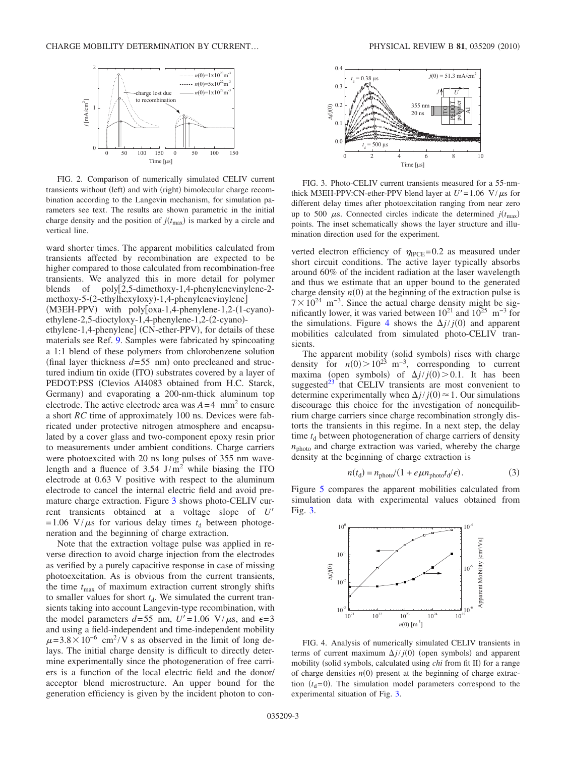FIG. 2. Comparison of numerically simulated CELIV current transients without (left) and with (right) bimolecular charge recombination according to the Langevin mechanism, for simulation parameters see text. The results are shown parametric in the initial charge density and the position of $j(t_{max})$ is marked by a circle and vertical line.

ward shorter times. The apparent mobilities calculated from transients affected by recombination are expected to be higher compared to those calculated from recombination-free transients. We analyzed this in more detail for polymer blends of poly[2,5-dimethoxy-1,4-phenylenevinylene-2-methoxy-5-(2-ethylhexyloxy)-1,4-phenylenevinylene] (M3EH-PPV) with poly[oxa-1,4-phenylene-1,2-(1-cyano)-ethylene-2,5-dioctyloxy-1,4-phenylene-1,2-(2-cyano)-ethylene-1,4-phenylene] (CN-ether-PPV), for details of these materials see Ref. 9. Samples were fabricated by spincoating a 1:1 blend of these polymers from chlorobenzene solution (final layer thickness $d=55$ nm) onto precleaned and structured indium tin oxide (ITO) substrates covered by a layer of PEDOT:PSS (Clevios AI4083 obtained from H.C. Starck, Germany) and evaporating a 200-nm-thick aluminum top electrode. The active electrode area was $A=4$ mm$^2$ to ensure a short *RC* time of approximately 100 ns. Devices were fabricated under protective nitrogen atmosphere and encapsulated by a cover glass and two-component epoxy resin prior to measurements under ambient conditions. Charge carriers were photoexcited with 20 ns long pulses of 355 nm wavelength and a fluence of 3.54 J/m$^2$ while biasing the ITO electrode at 0.63 V positive with respect to the aluminum electrode to cancel the internal electric field and avoid premature charge extraction. Figure 3 shows photo-CELIV current transients obtained at a voltage slope of $U' = 1.06$ V/$\mu$s for various delay times $t_d$ between photogeneration and the beginning of charge extraction.

Note that the extraction voltage pulse was applied in reverse direction to avoid charge injection from the electrodes as verified by a purely capacitive response in case of missing photoexcitation. As is obvious from the current transients, the time $t_{max}$ of maximum extraction current strongly shifts to smaller values for short $t_d$. We simulated the current transients taking into account Langevin-type recombination, with the model parameters $d=55$ nm, $U'=1.06$ V/$\mu$s, and $\epsilon=3$ and using a field-independent and time-independent mobility $\mu=3.8\times10^{-6}$ cm$^2$/V s as observed in the limit of long delays. The initial charge density is difficult to directly determine experimentally since the photogeneration of free carriers is a function of the local electric field and the donor/acceptor blend microstructure. An upper bound for the generation efficiency is given by the incident photon to converted electron efficiency of $\eta_{IPCE}=0.2$ as measured under short circuit conditions. The active layer typically absorbs around 60% of the incident radiation at the laser wavelength and thus we estimate that an upper bound to the generated charge density $n(0)$ at the beginning of the extraction pulse is $7\times10^{24}$ m$^{-3}$. Since the actual charge density might be significantly lower, it was varied between $10^{21}$ and $10^{25}$ m$^{-3}$ for the simulations. Figure 4 shows the $\Delta j/j(0)$ and apparent mobilities calculated from simulated photo-CELIV transients.

FIG. 3. Photo-CELIV current transients measured for a 55-nm-thick M3EH-PPV:CN-ether-PPV blend layer at $U'=1.06$ V/$\mu$s for different delay times after photoexcitation ranging from near zero up to 500 $\mu$s. Connected circles indicate the determined $j(t_{max})$ points. The inset schematically shows the layer structure and illumination direction used for the experiment.

The apparent mobility (solid symbols) rises with charge density for $n(0)>10^{23}$ m$^{-3}$, corresponding to current maxima (open symbols) of $\Delta j/j(0)>0.1$. It has been suggested[23] that CELIV transients are most convenient to determine experimentally when $\Delta j/j(0)\approx1$. Our simulations discourage this choice for the investigation of nonequilibrium charge carriers since charge recombination strongly distorts the transients in this regime. In a next step, the delay time $t_d$ between photogeneration of charge carriers of density $n_{photo}$ and charge extraction was varied, whereby the charge density at the beginning of charge extraction is

$$n(t_d) = n_{photo}/(1 + e\mu n_{photo}t_d/\epsilon). \tag{3}$$

Figure 5 compares the apparent mobilities calculated from simulation data with experimental values obtained from Fig. 3.

FIG. 4. Analysis of numerically simulated CELIV transients in terms of current maximum $\Delta j/j(0)$ (open symbols) and apparent mobility (solid symbols, calculated using *chi* from fit II) for a range of charge densities $n(0)$ present at the beginning of charge extraction ($t_d=0$). The simulation model parameters correspond to the experimental situation of Fig. 3.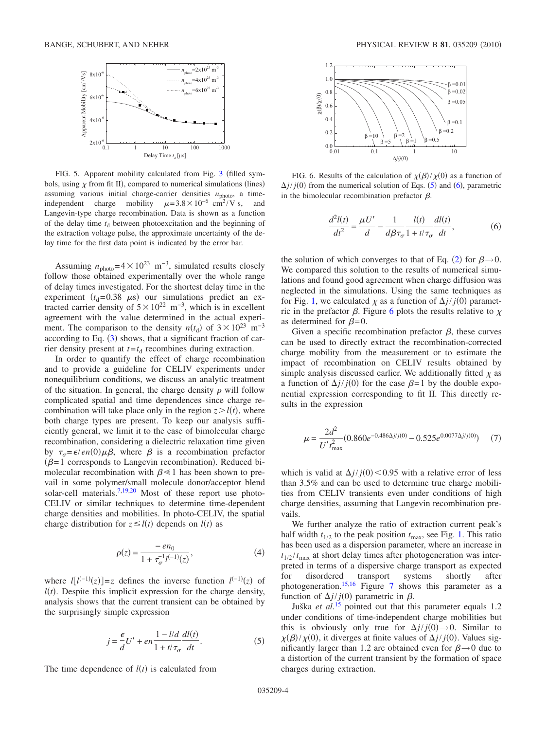FIG. 5. Apparent mobility calculated from Fig. 3 (filled symbols, using $\chi$ from fit II), compared to numerical simulations (lines) assuming various initial charge-carrier densities $n_{\mathrm{photo}}$, a time-independent charge mobility $\mu = 3.8 \times 10^{-6}$ cm$^2$/V s, and Langevin-type charge recombination. Data is shown as a function of the delay time $t_{\mathrm{d}}$ between photoexcitation and the beginning of the extraction voltage pulse, the approximate uncertainty of the delay time for the first data point is indicated by the error bar.

Assuming $n_{\mathrm{photo}} = 4 \times 10^{23}$ m$^{-3}$, simulated results closely follow those obtained experimentally over the whole range of delay times investigated. For the shortest delay time in the experiment ($t_{\mathrm{d}} = 0.38$ $\mu$s) our simulations predict an extracted carrier density of $5 \times 10^{22}$ m$^{-3}$, which is in excellent agreement with the value determined in the actual experiment. The comparison to the density $n(t_{\mathrm{d}})$ of $3 \times 10^{23}$ m$^{-3}$ according to Eq. (3) shows, that a significant fraction of carrier density present at $t = t_{\mathrm{d}}$ recombines during extraction.

In order to quantify the effect of charge recombination and to provide a guideline for CELIV experiments under nonequilibrium conditions, we discuss an analytic treatment of the situation. In general, the charge density $\rho$ will follow complicated spatial and time dependences since charge recombination will take place only in the region $z > l(t)$, where both charge types are present. To keep our analysis sufficiently general, we limit it to the case of bimolecular charge recombination, considering a dielectric relaxation time given by $\tau_\sigma = \epsilon / en(0)\mu\beta$, where $\beta$ is a recombination prefactor ($\beta = 1$ corresponds to Langevin recombination). Reduced bimolecular recombination with $\beta \ll 1$ has been shown to prevail in some polymer/small molecule donor/acceptor blend solar-cell materials.[7,19,20] Most of these report use photo-CELIV or similar techniques to determine time-dependent charge densities and mobilities. In photo-CELIV, the spatial charge distribution for $z \leq l(t)$ depends on $l(t)$ as

$$\rho(z) = \frac{-en_0}{1 + \tau_\sigma^{-1} l^{(-1)}(z)}, \tag{4}$$

where $l[l^{(-1)}(z)] = z$ defines the inverse function $l^{(-1)}(z)$ of $l(t)$. Despite this implicit expression for the charge density, analysis shows that the current transient can be obtained by the surprisingly simple expression

$$j = \frac{\epsilon}{d} U' + en \frac{1 - l/d}{1 + t/\tau_\sigma} \frac{dl(t)}{dt}. \tag{5}$$

The time dependence of $l(t)$ is calculated from

FIG. 6. Results of the calculation of $\chi(\beta)/\chi(0)$ as a function of $\Delta j / j(0)$ from the numerical solution of Eqs. (5) and (6), parametric in the bimolecular recombination prefactor $\beta$.

$$\frac{d^2 l(t)}{dt^2} = \frac{\mu U'}{d} - \frac{1}{d\beta\tau_\sigma} \frac{l(t)}{1 + t/\tau_\sigma} \frac{dl(t)}{dt}, \tag{6}$$

the solution of which converges to that of Eq. (2) for $\beta \to 0$. We compared this solution to the results of numerical simulations and found good agreement when charge diffusion was neglected in the simulations. Using the same techniques as for Fig. 1, we calculated $\chi$ as a function of $\Delta j / j(0)$ parametric in the prefactor $\beta$. Figure 6 plots the results relative to $\chi$ as determined for $\beta = 0$.

Given a specific recombination prefactor $\beta$, these curves can be used to directly extract the recombination-corrected charge mobility from the measurement or to estimate the impact of recombination on CELIV results obtained by simple analysis discussed earlier. We additionally fitted $\chi$ as a function of $\Delta j / j(0)$ for the case $\beta = 1$ by the double exponential expression corresponding to fit II. This directly results in the expression

$$\mu = \frac{2d^2}{U' t_{\max}^2} \left(0.860 e^{-0.486 \Delta j / j(0)} - 0.525 e^{0.0077 \Delta j / j(0)}\right) \tag{7}$$

which is valid at $\Delta j / j(0) < 0.95$ with a relative error of less than 3.5% and can be used to determine true charge mobilities from CELIV transients even under conditions of high charge densities, assuming that Langevin recombination prevails.

We further analyze the ratio of extraction current peak's half width $t_{1/2}$ to the peak position $t_{\max}$, see Fig. 1. This ratio has been used as a dispersion parameter, where an increase in $t_{1/2}/t_{\max}$ at short delay times after photogeneration was interpreted in terms of a dispersive charge transport as expected for disordered transport systems shortly after photogeneration.[15,16] Figure 7 shows this parameter as a function of $\Delta j / j(0)$ parametric in $\beta$.

Juška *et al.*[15] pointed out that this parameter equals 1.2 under conditions of time-independent charge mobilities but this is obviously only true for $\Delta j / j(0) \to 0$. Similar to $\chi(\beta)/\chi(0)$, it diverges at finite values of $\Delta j / j(0)$. Values significantly larger than 1.2 are obtained even for $\beta \to 0$ due to a distortion of the current transient by the formation of space charges during extraction.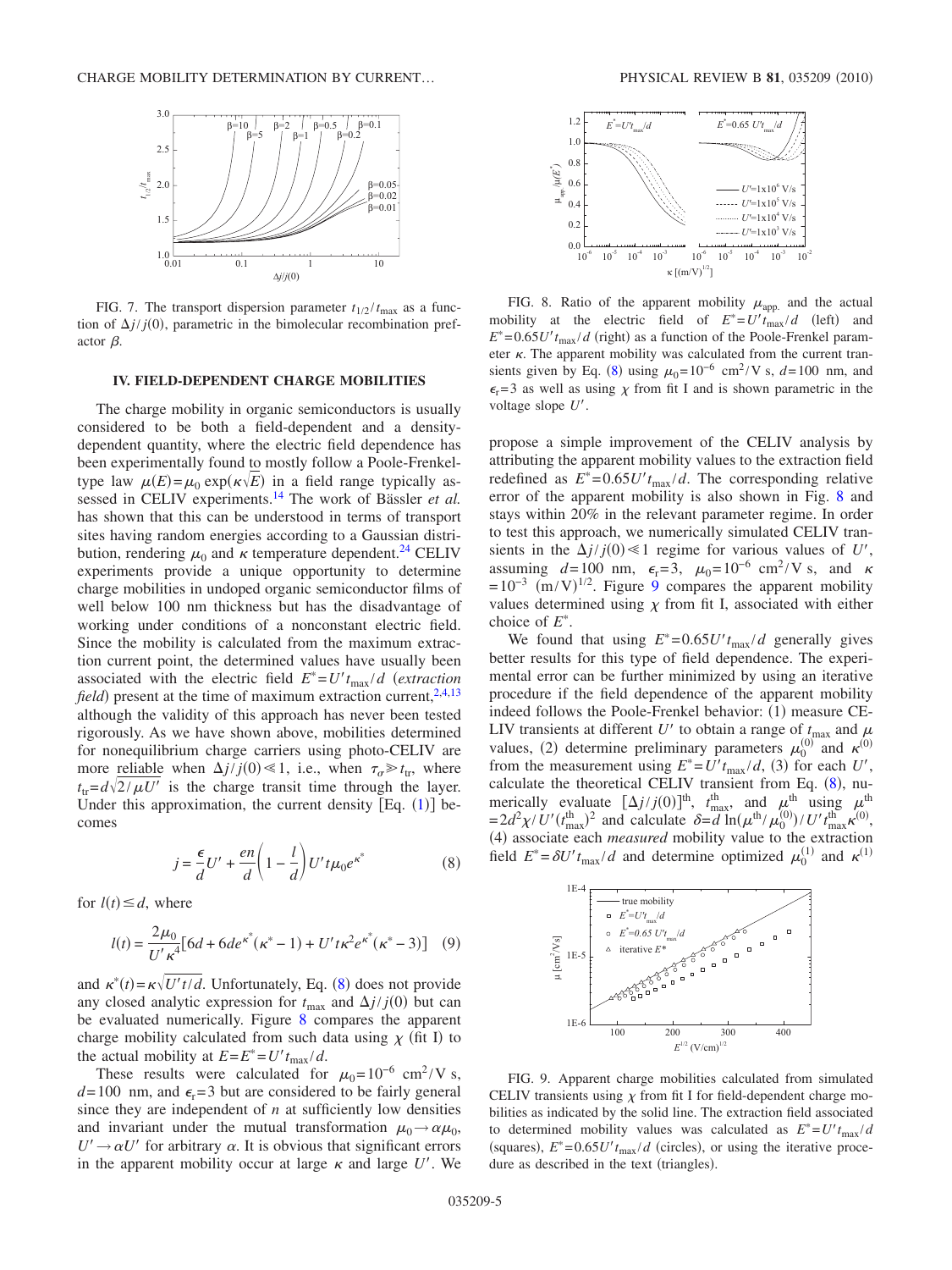FIG. 7. The transport dispersion parameter $t_{1/2}/t_{max}$ as a function of $\Delta j/j(0)$, parametric in the bimolecular recombination prefactor $\beta$.

## IV. FIELD-DEPENDENT CHARGE MOBILITIES

The charge mobility in organic semiconductors is usually considered to be both a field-dependent and a density-dependent quantity, where the electric field dependence has been experimentally found to mostly follow a Poole-Frenkel-type law $\mu(E)=\mu_0 \exp(\kappa\sqrt{E})$ in a field range typically assessed in CELIV experiments.[14] The work of Bässler *et al.* has shown that this can be understood in terms of transport sites having random energies according to a Gaussian distribution, rendering $\mu_0$ and $\kappa$ temperature dependent.[24] CELIV experiments provide a unique opportunity to determine charge mobilities in undoped organic semiconductor films of well below 100 nm thickness but has the disadvantage of working under conditions of a nonconstant electric field. Since the mobility is calculated from the maximum extraction current point, the determined values have usually been associated with the electric field $E^{*}=U' t_{max}/d$ (*extraction field*) present at the time of maximum extraction current,[2,4,13] although the validity of this approach has never been tested rigorously. As we have shown above, mobilities determined for nonequilibrium charge carriers using photo-CELIV are more reliable when $\Delta j/j(0) \ll 1$, i.e., when $\tau_\sigma \gg t_{tr}$, where $t_{tr}=d\sqrt{2/\mu U'}$ is the charge transit time through the layer. Under this approximation, the current density [Eq. (1)] becomes

$$j=\frac{\epsilon}{d}U' + \frac{en}{d}\left(1-\frac{l}{d}\right)U' t \mu_0 e^{\kappa^{*}} \tag{8}$$

for $l(t) \le d$, where

$$l(t)=\frac{2\mu_0}{U'\kappa^4}[6d+6de^{\kappa^{*}}(\kappa^{*}-1)+U't\kappa^2 e^{\kappa^{*}}(\kappa^{*}-3)] \tag{9}$$

and $\kappa^{*}(t)=\kappa\sqrt{U't/d}$. Unfortunately, Eq. (8) does not provide any closed analytic expression for $t_{max}$ and $\Delta j/j(0)$ but can be evaluated numerically. Figure 8 compares the apparent charge mobility calculated from such data using $\chi$ (fit I) to the actual mobility at $E=E^{*}=U' t_{max}/d$.

These results were calculated for $\mu_0=10^{-6}$ cm$^2$/V s, $d=100$ nm, and $\epsilon_r=3$ but are considered to be fairly general since they are independent of $n$ at sufficiently low densities and invariant under the mutual transformation $\mu_0 \to \alpha\mu_0$, $U' \to \alpha U'$ for arbitrary $\alpha$. It is obvious that significant errors in the apparent mobility occur at large $\kappa$ and large $U'$. We

FIG. 8. Ratio of the apparent mobility $\mu_{app.}$ and the actual mobility at the electric field of $E^{*}=U' t_{max}/d$ (left) and $E^{*}=0.65U' t_{max}/d$ (right) as a function of the Poole-Frenkel parameter $\kappa$. The apparent mobility was calculated from the current transients given by Eq. (8) using $\mu_0=10^{-6}$ cm$^2$/V s, $d=100$ nm, and $\epsilon_r=3$ as well as using $\chi$ from fit I and is shown parametric in the voltage slope $U'$.

propose a simple improvement of the CELIV analysis by attributing the apparent mobility values to the extraction field redefined as $E^{*}=0.65U' t_{max}/d$. The corresponding relative error of the apparent mobility is also shown in Fig. 8 and stays within 20% in the relevant parameter regime. In order to test this approach, we numerically simulated CELIV transients in the $\Delta j/j(0) \ll 1$ regime for various values of $U'$, assuming $d=100$ nm, $\epsilon_r=3$, $\mu_0=10^{-6}$ cm$^2$/V s, and $\kappa=10^{-3}$ (m/V)$^{1/2}$. Figure 9 compares the apparent mobility values determined using $\chi$ from fit I, associated with either choice of $E^{*}$.

We found that using $E^{*}=0.65U' t_{max}/d$ generally gives better results for this type of field dependence. The experimental error can be further minimized by using an iterative procedure if the field dependence of the apparent mobility indeed follows the Poole-Frenkel behavior: (1) measure CELIV transients at different $U'$ to obtain a range of $t_{max}$ and $\mu$ values, (2) determine preliminary parameters $\mu_0^{(0)}$ and $\kappa^{(0)}$ from the measurement using $E^{*}=U' t_{max}/d$, (3) for each $U'$, calculate the theoretical CELIV transient from Eq. (8), numerically evaluate $[\Delta j/j(0)]^{th}$, $t_{max}^{th}$, and $\mu^{th}$ using $\mu^{th}=2d^2\chi/U'(t_{max}^{th})^2$ and calculate $\delta=d\ln(\mu^{th}/\mu_0^{(0)})/U' t_{max}^{th}\kappa^{(0)}$, (4) associate each *measured* mobility value to the extraction field $E^{*}=\delta U' t_{max}/d$ and determine optimized $\mu_0^{(1)}$ and $\kappa^{(1)}$

FIG. 9. Apparent charge mobilities calculated from simulated CELIV transients using $\chi$ from fit I for field-dependent charge mobilities as indicated by the solid line. The extraction field associated to determined mobility values was calculated as $E^{*}=U' t_{max}/d$ (squares), $E^{*}=0.65U' t_{max}/d$ (circles), or using the iterative procedure as described in the text (triangles).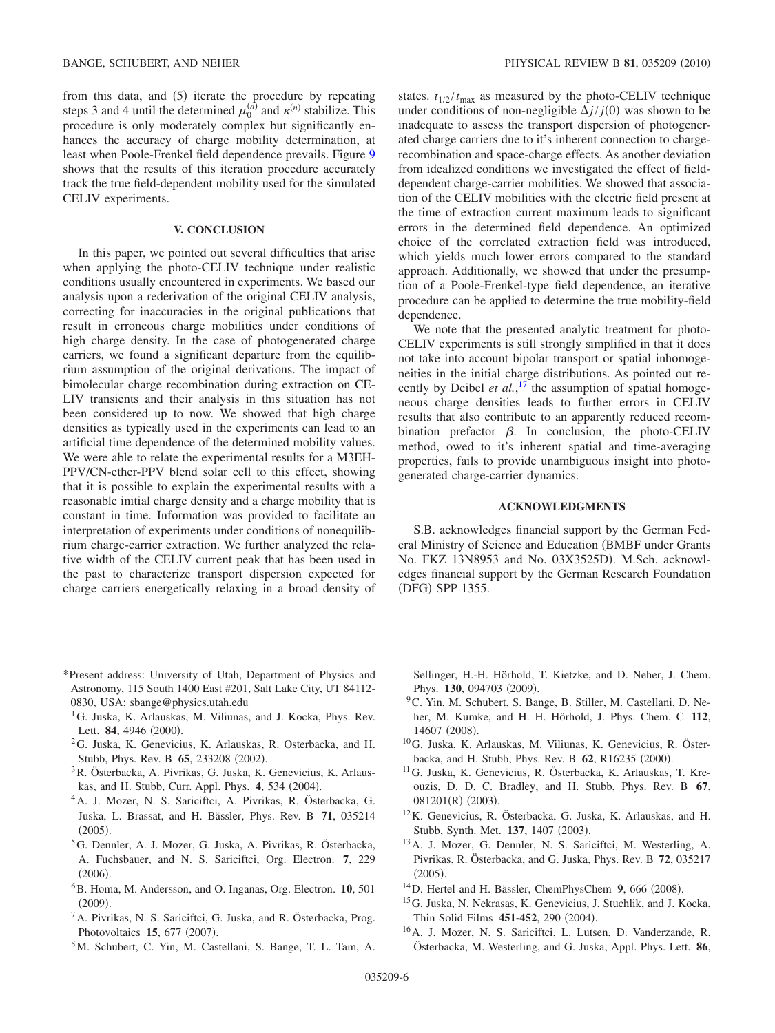from this data, and (5) iterate the procedure by repeating steps 3 and 4 until the determined $\mu_0^{(n)}$ and $\kappa^{(n)}$ stabilize. This procedure is only moderately complex but significantly enhances the accuracy of charge mobility determination, at least when Poole-Frenkel field dependence prevails. Figure 9 shows that the results of this iteration procedure accurately track the true field-dependent mobility used for the simulated CELIV experiments.

## V. CONCLUSION

In this paper, we pointed out several difficulties that arise when applying the photo-CELIV technique under realistic conditions usually encountered in experiments. We based our analysis upon a rederivation of the original CELIV analysis, correcting for inaccuracies in the original publications that result in erroneous charge mobilities under conditions of high charge density. In the case of photogenerated charge carriers, we found a significant departure from the equilibrium assumption of the original derivations. The impact of bimolecular charge recombination during extraction on CELIV transients and their analysis in this situation has not been considered up to now. We showed that high charge densities as typically used in the experiments can lead to an artificial time dependence of the determined mobility values. We were able to relate the experimental results for a M3EH-PPV/CN-ether-PPV blend solar cell to this effect, showing that it is possible to explain the experimental results with a reasonable initial charge density and a charge mobility that is constant in time. Information was provided to facilitate an interpretation of experiments under conditions of nonequilibrium charge-carrier extraction. We further analyzed the relative width of the CELIV current peak that has been used in the past to characterize transport dispersion expected for charge carriers energetically relaxing in a broad density of states. $t_{1/2}/t_{\max}$ as measured by the photo-CELIV technique under conditions of non-negligible $\Delta j/j(0)$ was shown to be inadequate to assess the transport dispersion of photogenerated charge carriers due to it's inherent connection to charge-recombination and space-charge effects. As another deviation from idealized conditions we investigated the effect of field-dependent charge-carrier mobilities. We showed that association of the CELIV mobilities with the electric field present at the time of extraction current maximum leads to significant errors in the determined field dependence. An optimized choice of the correlated extraction field was introduced, which yields much lower errors compared to the standard approach. Additionally, we showed that under the presumption of a Poole-Frenkel-type field dependence, an iterative procedure can be applied to determine the true mobility-field dependence.

We note that the presented analytic treatment for photo-CELIV experiments is still strongly simplified in that it does not take into account bipolar transport or spatial inhomogeneities in the initial charge distributions. As pointed out recently by Deibel *et al.*,[17] the assumption of spatial homogeneous charge densities leads to further errors in CELIV results that also contribute to an apparently reduced recombination prefactor $\beta$. In conclusion, the photo-CELIV method, owed to it's inherent spatial and time-averaging properties, fails to provide unambiguous insight into photogenerated charge-carrier dynamics.

## ACKNOWLEDGMENTS

S.B. acknowledges financial support by the German Federal Ministry of Science and Education (BMBF under Grants No. FKZ 13N8953 and No. 03X3525D). M.Sch. acknowledges financial support by the German Research Foundation (DFG) SPP 1355.

---

*Present address: University of Utah, Department of Physics and Astronomy, 115 South 1400 East #201, Salt Lake City, UT 84112-0830, USA; sbange@physics.utah.edu

[1] G. Juska, K. Arlauskas, M. Viliunas, and J. Kocka, Phys. Rev. Lett. **84**, 4946 (2000).

[2] G. Juska, K. Genevicius, K. Arlauskas, R. Osterbacka, and H. Stubb, Phys. Rev. B **65**, 233208 (2002).

[3] R. Österbacka, A. Pivrikas, G. Juska, K. Genevicius, K. Arlauskas, and H. Stubb, Curr. Appl. Phys. **4**, 534 (2004).

[4] A. J. Mozer, N. S. Sariciftci, A. Pivrikas, R. Österbacka, G. Juska, L. Brassat, and H. Bässler, Phys. Rev. B **71**, 035214 (2005).

[5] G. Dennler, A. J. Mozer, G. Juska, A. Pivrikas, R. Österbacka, A. Fuchsbauer, and N. S. Sariciftci, Org. Electron. **7**, 229 (2006).

[6] B. Homa, M. Andersson, and O. Inganas, Org. Electron. **10**, 501 (2009).

[7] A. Pivrikas, N. S. Sariciftci, G. Juska, and R. Österbacka, Prog. Photovoltaics **15**, 677 (2007).

[8] M. Schubert, C. Yin, M. Castellani, S. Bange, T. L. Tam, A. Sellinger, H.-H. Hörhold, T. Kietzke, and D. Neher, J. Chem. Phys. **130**, 094703 (2009).

[9] C. Yin, M. Schubert, S. Bange, B. Stiller, M. Castellani, D. Neher, M. Kumke, and H. H. Hörhold, J. Phys. Chem. C **112**, 14607 (2008).

[10] G. Juska, K. Arlauskas, M. Viliunas, K. Genevicius, R. Österbacka, and H. Stubb, Phys. Rev. B **62**, R16235 (2000).

[11] G. Juska, K. Genevicius, R. Österbacka, K. Arlauskas, T. Kreouzis, D. D. C. Bradley, and H. Stubb, Phys. Rev. B **67**, 081201(R) (2003).

[12] K. Genevicius, R. Österbacka, G. Juska, K. Arlauskas, and H. Stubb, Synth. Met. **137**, 1407 (2003).

[13] A. J. Mozer, G. Dennler, N. S. Sariciftci, M. Westerling, A. Pivrikas, R. Österbacka, and G. Juska, Phys. Rev. B **72**, 035217 (2005).

[14] D. Hertel and H. Bässler, ChemPhysChem **9**, 666 (2008).

[15] G. Juska, N. Nekrasas, K. Genevicius, J. Stuchlik, and J. Kocka, Thin Solid Films **451-452**, 290 (2004).

[16] A. J. Mozer, N. S. Sariciftci, L. Lutsen, D. Vanderzande, R. Österbacka, M. Westerling, and G. Juska, Appl. Phys. Lett. **86**,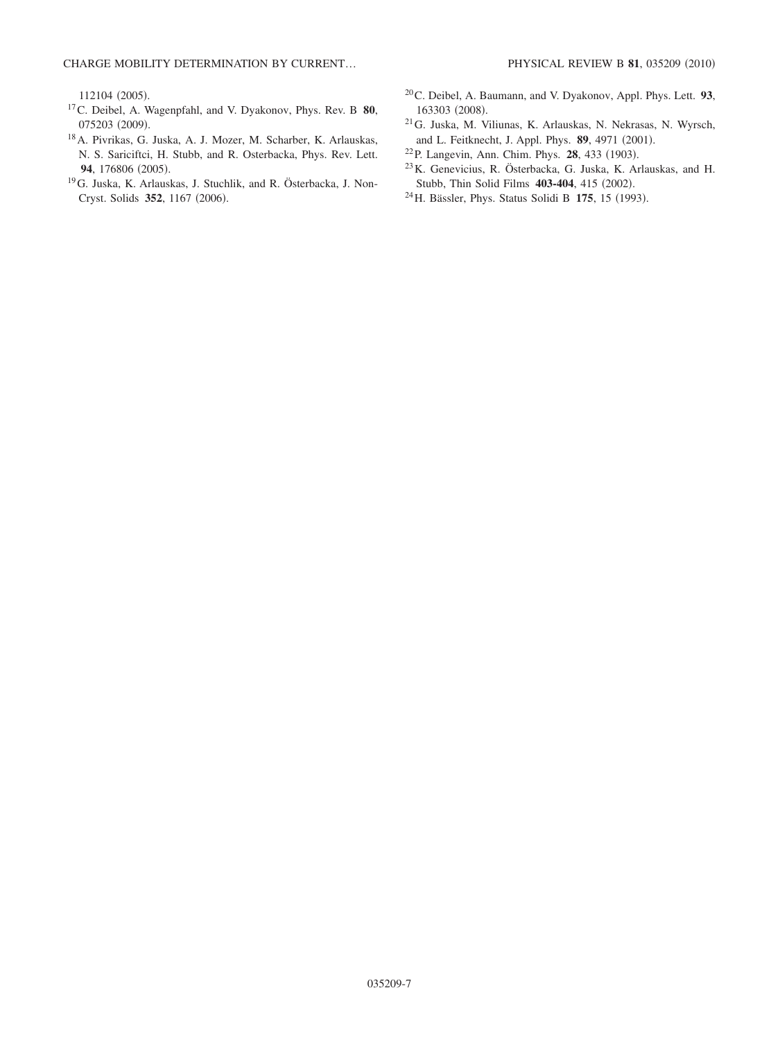112104 (2005).

[17] C. Deibel, A. Wagenpfahl, and V. Dyakonov, Phys. Rev. B **80**, 075203 (2009).

[18] A. Pivrikas, G. Juska, A. J. Mozer, M. Scharber, K. Arlauskas, N. S. Sariciftci, H. Stubb, and R. Osterbacka, Phys. Rev. Lett. **94**, 176806 (2005).

[19] G. Juska, K. Arlauskas, J. Stuchlik, and R. Österbacka, J. Non-Cryst. Solids **352**, 1167 (2006).

[20] C. Deibel, A. Baumann, and V. Dyakonov, Appl. Phys. Lett. **93**, 163303 (2008).

[21] G. Juska, M. Viliunas, K. Arlauskas, N. Nekrasas, N. Wyrsch, and L. Feitknecht, J. Appl. Phys. **89**, 4971 (2001).

[22] P. Langevin, Ann. Chim. Phys. **28**, 433 (1903).

[23] K. Genevicius, R. Österbacka, G. Juska, K. Arlauskas, and H. Stubb, Thin Solid Films **403-404**, 415 (2002).

[24] H. Bässler, Phys. Status Solidi B **175**, 15 (1993).